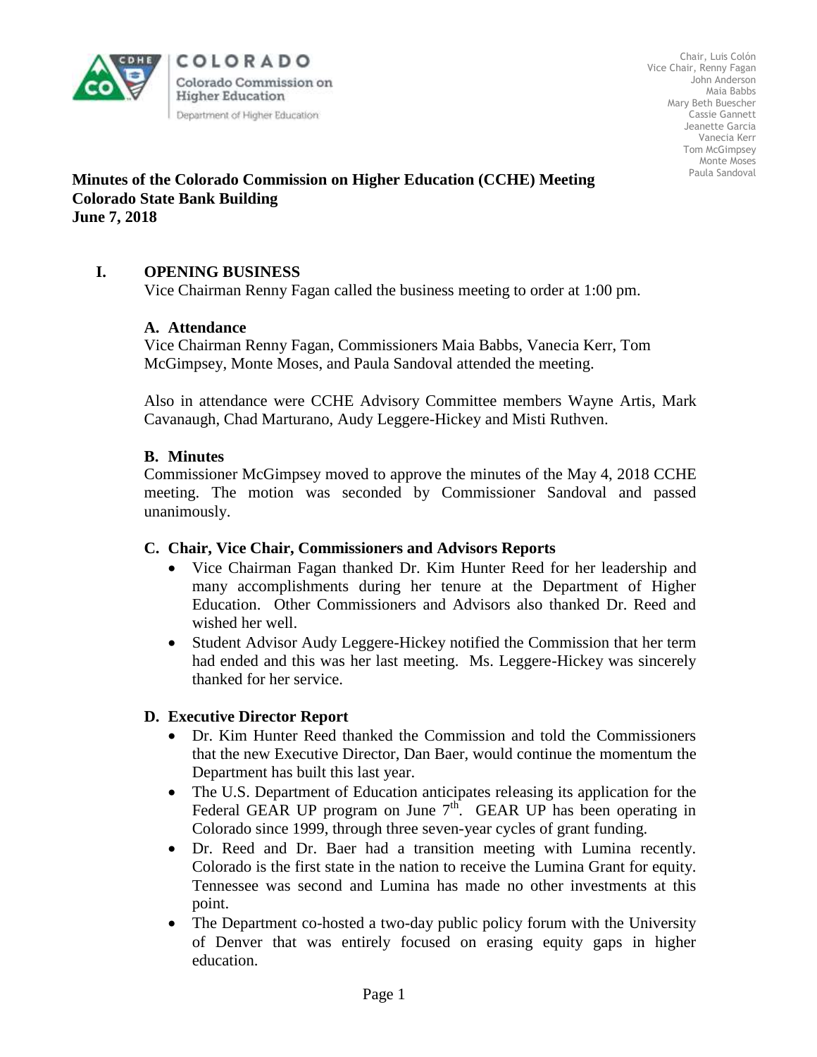COLORADO

Colorado Commission on Higher Education

Department of Higher Education

Chair, Luis Colón
Vice Chair, Renny Fagan
John Anderson
Maia Babbs
Mary Beth Buescher
Cassie Gannett
Jeanette Garcia
Vanecia Kerr
Tom McGimpsey
Monte Moses
Paula Sandoval

**Minutes of the Colorado Commission on Higher Education (CCHE) Meeting**
**Colorado State Bank Building**
**June 7, 2018**

## I. OPENING BUSINESS

Vice Chairman Renny Fagan called the business meeting to order at 1:00 pm.

### A. Attendance

Vice Chairman Renny Fagan, Commissioners Maia Babbs, Vanecia Kerr, Tom McGimpsey, Monte Moses, and Paula Sandoval attended the meeting.

Also in attendance were CCHE Advisory Committee members Wayne Artis, Mark Cavanaugh, Chad Marturano, Audy Leggere-Hickey and Misti Ruthven.

### B. Minutes

Commissioner McGimpsey moved to approve the minutes of the May 4, 2018 CCHE meeting. The motion was seconded by Commissioner Sandoval and passed unanimously.

### C. Chair, Vice Chair, Commissioners and Advisors Reports

- Vice Chairman Fagan thanked Dr. Kim Hunter Reed for her leadership and many accomplishments during her tenure at the Department of Higher Education. Other Commissioners and Advisors also thanked Dr. Reed and wished her well.
- Student Advisor Audy Leggere-Hickey notified the Commission that her term had ended and this was her last meeting. Ms. Leggere-Hickey was sincerely thanked for her service.

### D. Executive Director Report

- Dr. Kim Hunter Reed thanked the Commission and told the Commissioners that the new Executive Director, Dan Baer, would continue the momentum the Department has built this last year.
- The U.S. Department of Education anticipates releasing its application for the Federal GEAR UP program on June 7th. GEAR UP has been operating in Colorado since 1999, through three seven-year cycles of grant funding.
- Dr. Reed and Dr. Baer had a transition meeting with Lumina recently. Colorado is the first state in the nation to receive the Lumina Grant for equity. Tennessee was second and Lumina has made no other investments at this point.
- The Department co-hosted a two-day public policy forum with the University of Denver that was entirely focused on erasing equity gaps in higher education.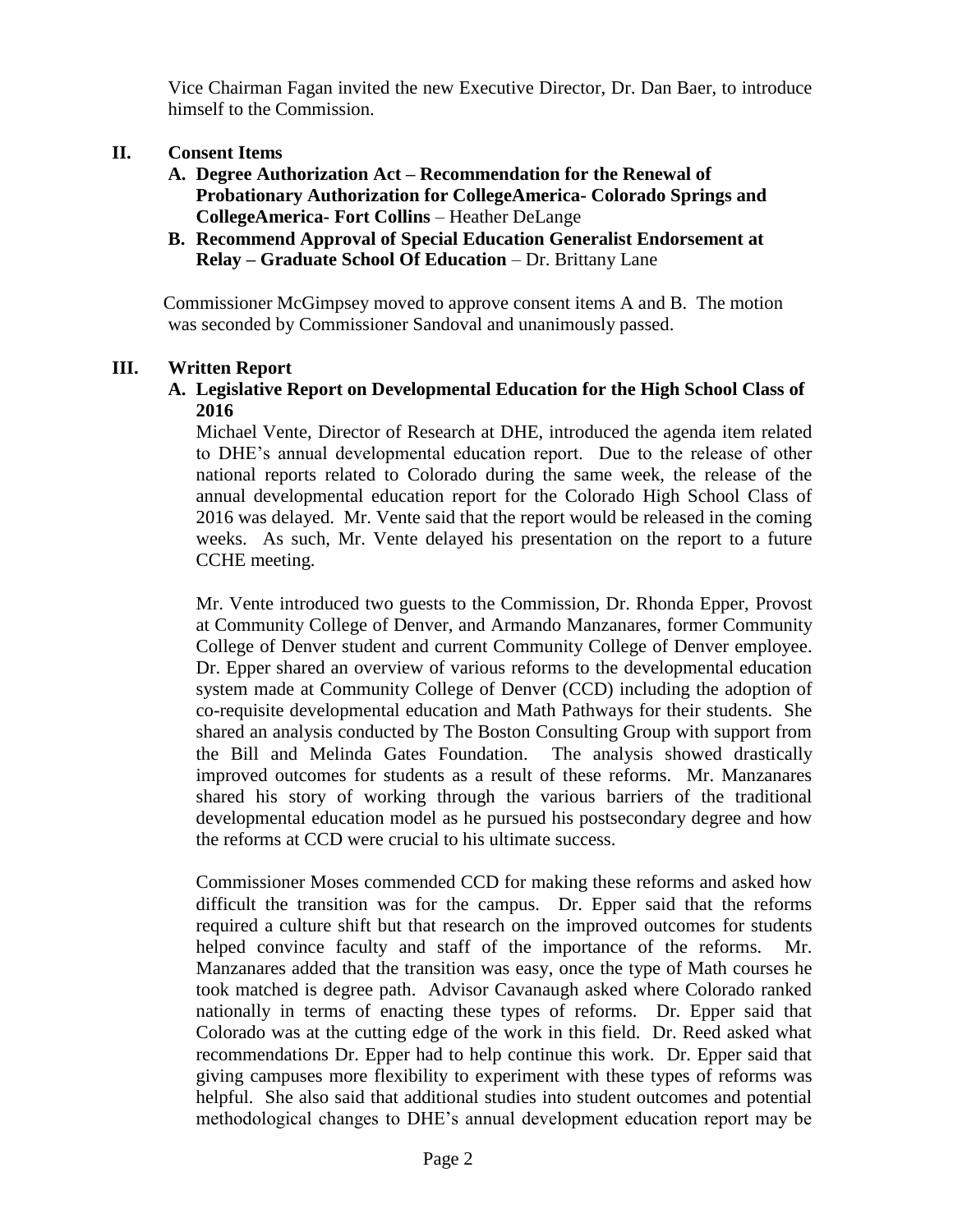Vice Chairman Fagan invited the new Executive Director, Dr. Dan Baer, to introduce himself to the Commission.

## II. Consent Items

**A. Degree Authorization Act – Recommendation for the Renewal of Probationary Authorization for CollegeAmerica- Colorado Springs and CollegeAmerica- Fort Collins** – Heather DeLange

**B. Recommend Approval of Special Education Generalist Endorsement at Relay – Graduate School Of Education** – Dr. Brittany Lane

Commissioner McGimpsey moved to approve consent items A and B. The motion was seconded by Commissioner Sandoval and unanimously passed.

## III. Written Report

**A. Legislative Report on Developmental Education for the High School Class of 2016**

Michael Vente, Director of Research at DHE, introduced the agenda item related to DHE's annual developmental education report. Due to the release of other national reports related to Colorado during the same week, the release of the annual developmental education report for the Colorado High School Class of 2016 was delayed. Mr. Vente said that the report would be released in the coming weeks. As such, Mr. Vente delayed his presentation on the report to a future CCHE meeting.

Mr. Vente introduced two guests to the Commission, Dr. Rhonda Epper, Provost at Community College of Denver, and Armando Manzanares, former Community College of Denver student and current Community College of Denver employee. Dr. Epper shared an overview of various reforms to the developmental education system made at Community College of Denver (CCD) including the adoption of co-requisite developmental education and Math Pathways for their students. She shared an analysis conducted by The Boston Consulting Group with support from the Bill and Melinda Gates Foundation. The analysis showed drastically improved outcomes for students as a result of these reforms. Mr. Manzanares shared his story of working through the various barriers of the traditional developmental education model as he pursued his postsecondary degree and how the reforms at CCD were crucial to his ultimate success.

Commissioner Moses commended CCD for making these reforms and asked how difficult the transition was for the campus. Dr. Epper said that the reforms required a culture shift but that research on the improved outcomes for students helped convince faculty and staff of the importance of the reforms. Mr. Manzanares added that the transition was easy, once the type of Math courses he took matched is degree path. Advisor Cavanaugh asked where Colorado ranked nationally in terms of enacting these types of reforms. Dr. Epper said that Colorado was at the cutting edge of the work in this field. Dr. Reed asked what recommendations Dr. Epper had to help continue this work. Dr. Epper said that giving campuses more flexibility to experiment with these types of reforms was helpful. She also said that additional studies into student outcomes and potential methodological changes to DHE's annual development education report may be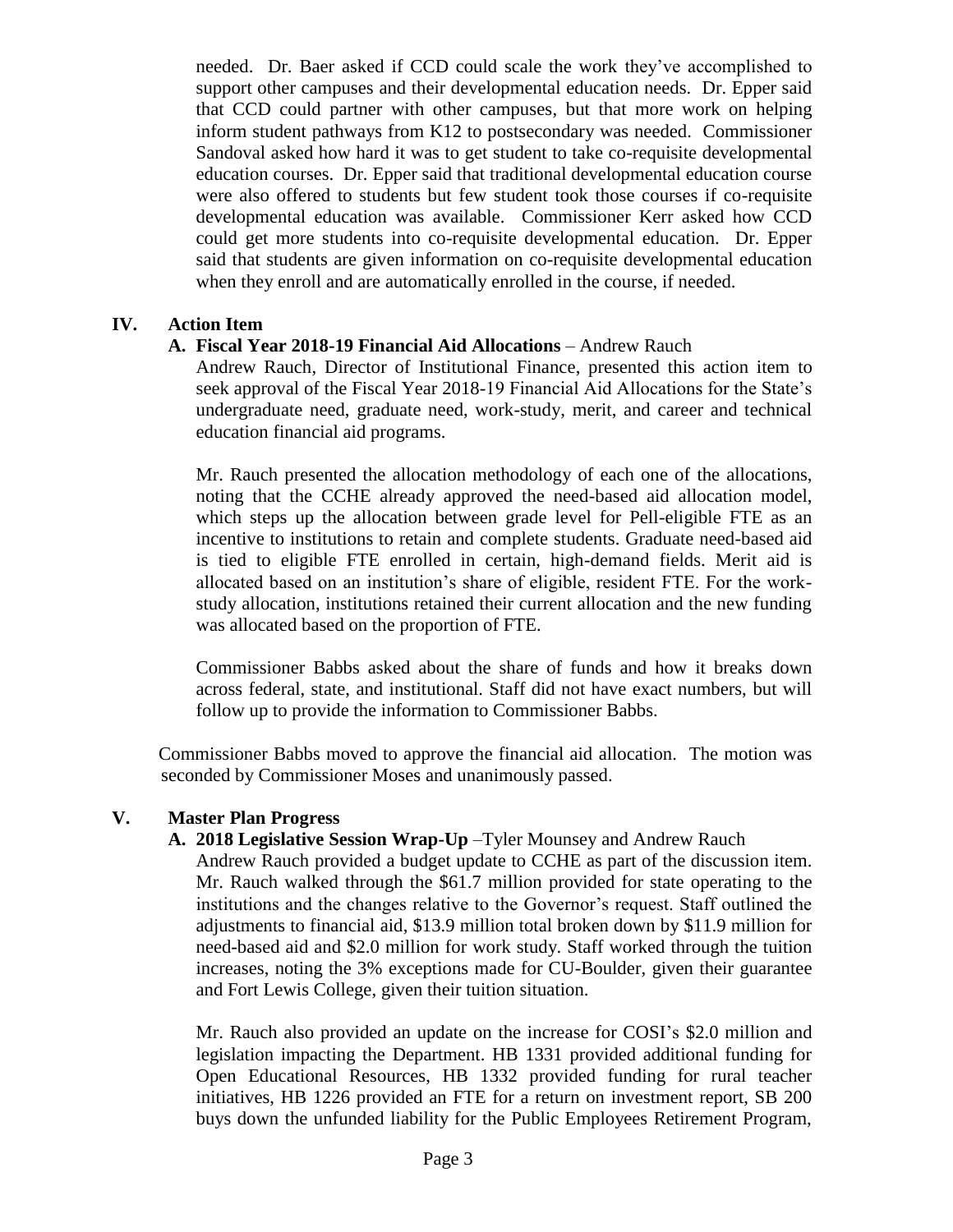needed. Dr. Baer asked if CCD could scale the work they've accomplished to support other campuses and their developmental education needs. Dr. Epper said that CCD could partner with other campuses, but that more work on helping inform student pathways from K12 to postsecondary was needed. Commissioner Sandoval asked how hard it was to get student to take co-requisite developmental education courses. Dr. Epper said that traditional developmental education course were also offered to students but few student took those courses if co-requisite developmental education was available. Commissioner Kerr asked how CCD could get more students into co-requisite developmental education. Dr. Epper said that students are given information on co-requisite developmental education when they enroll and are automatically enrolled in the course, if needed.

## IV. Action Item

### A. Fiscal Year 2018-19 Financial Aid Allocations – Andrew Rauch

Andrew Rauch, Director of Institutional Finance, presented this action item to seek approval of the Fiscal Year 2018-19 Financial Aid Allocations for the State's undergraduate need, graduate need, work-study, merit, and career and technical education financial aid programs.

Mr. Rauch presented the allocation methodology of each one of the allocations, noting that the CCHE already approved the need-based aid allocation model, which steps up the allocation between grade level for Pell-eligible FTE as an incentive to institutions to retain and complete students. Graduate need-based aid is tied to eligible FTE enrolled in certain, high-demand fields. Merit aid is allocated based on an institution's share of eligible, resident FTE. For the work-study allocation, institutions retained their current allocation and the new funding was allocated based on the proportion of FTE.

Commissioner Babbs asked about the share of funds and how it breaks down across federal, state, and institutional. Staff did not have exact numbers, but will follow up to provide the information to Commissioner Babbs.

Commissioner Babbs moved to approve the financial aid allocation. The motion was seconded by Commissioner Moses and unanimously passed.

## V. Master Plan Progress

### A. 2018 Legislative Session Wrap-Up –Tyler Mounsey and Andrew Rauch

Andrew Rauch provided a budget update to CCHE as part of the discussion item. Mr. Rauch walked through the $61.7 million provided for state operating to the institutions and the changes relative to the Governor's request. Staff outlined the adjustments to financial aid, $13.9 million total broken down by $11.9 million for need-based aid and $2.0 million for work study. Staff worked through the tuition increases, noting the 3% exceptions made for CU-Boulder, given their guarantee and Fort Lewis College, given their tuition situation.

Mr. Rauch also provided an update on the increase for COSI's $2.0 million and legislation impacting the Department. HB 1331 provided additional funding for Open Educational Resources, HB 1332 provided funding for rural teacher initiatives, HB 1226 provided an FTE for a return on investment report, SB 200 buys down the unfunded liability for the Public Employees Retirement Program,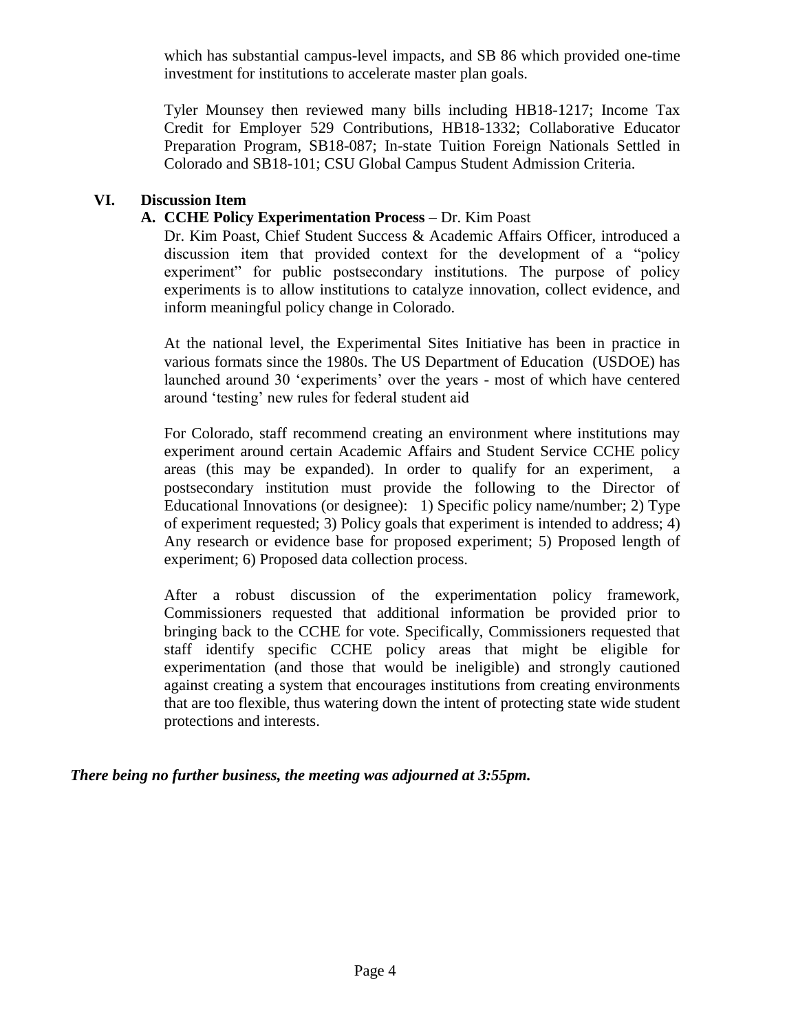which has substantial campus-level impacts, and SB 86 which provided one-time investment for institutions to accelerate master plan goals.

Tyler Mounsey then reviewed many bills including HB18-1217; Income Tax Credit for Employer 529 Contributions, HB18-1332; Collaborative Educator Preparation Program, SB18-087; In-state Tuition Foreign Nationals Settled in Colorado and SB18-101; CSU Global Campus Student Admission Criteria.

## VI. Discussion Item

### A. CCHE Policy Experimentation Process – Dr. Kim Poast

Dr. Kim Poast, Chief Student Success & Academic Affairs Officer, introduced a discussion item that provided context for the development of a "policy experiment" for public postsecondary institutions. The purpose of policy experiments is to allow institutions to catalyze innovation, collect evidence, and inform meaningful policy change in Colorado.

At the national level, the Experimental Sites Initiative has been in practice in various formats since the 1980s. The US Department of Education (USDOE) has launched around 30 'experiments' over the years - most of which have centered around 'testing' new rules for federal student aid

For Colorado, staff recommend creating an environment where institutions may experiment around certain Academic Affairs and Student Service CCHE policy areas (this may be expanded). In order to qualify for an experiment, a postsecondary institution must provide the following to the Director of Educational Innovations (or designee): 1) Specific policy name/number; 2) Type of experiment requested; 3) Policy goals that experiment is intended to address; 4) Any research or evidence base for proposed experiment; 5) Proposed length of experiment; 6) Proposed data collection process.

After a robust discussion of the experimentation policy framework, Commissioners requested that additional information be provided prior to bringing back to the CCHE for vote. Specifically, Commissioners requested that staff identify specific CCHE policy areas that might be eligible for experimentation (and those that would be ineligible) and strongly cautioned against creating a system that encourages institutions from creating environments that are too flexible, thus watering down the intent of protecting state wide student protections and interests.

***There being no further business, the meeting was adjourned at 3:55pm.***